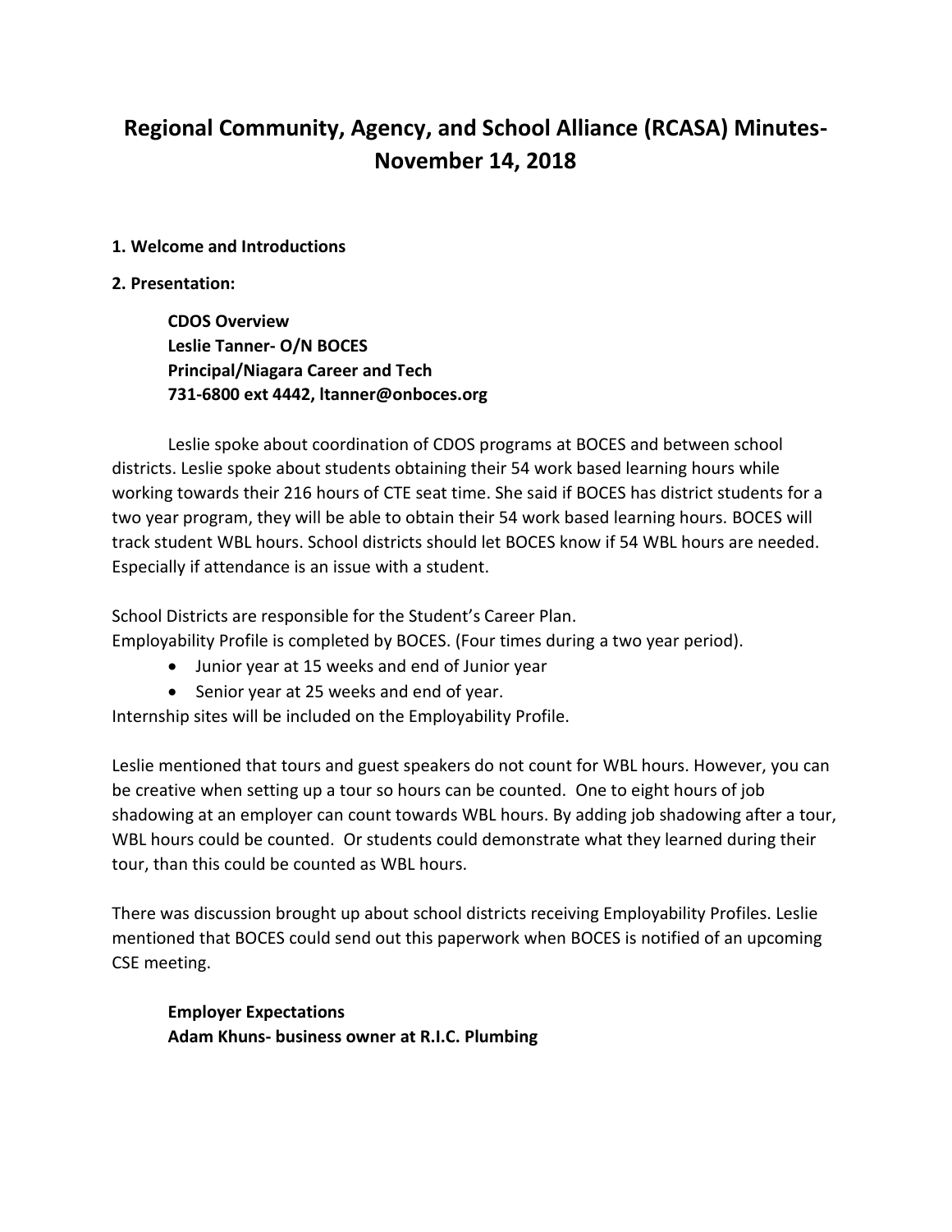# Regional Community, Agency, and School Alliance (RCASA) Minutes-November 14, 2018

**1. Welcome and Introductions**

**2. Presentation:**

> **CDOS Overview**
> **Leslie Tanner- O/N BOCES**
> **Principal/Niagara Career and Tech**
> **731-6800 ext 4442, ltanner@onboces.org**

Leslie spoke about coordination of CDOS programs at BOCES and between school districts. Leslie spoke about students obtaining their 54 work based learning hours while working towards their 216 hours of CTE seat time. She said if BOCES has district students for a two year program, they will be able to obtain their 54 work based learning hours. BOCES will track student WBL hours. School districts should let BOCES know if 54 WBL hours are needed. Especially if attendance is an issue with a student.

School Districts are responsible for the Student's Career Plan.
Employability Profile is completed by BOCES. (Four times during a two year period).

- Junior year at 15 weeks and end of Junior year
- Senior year at 25 weeks and end of year.

Internship sites will be included on the Employability Profile.

Leslie mentioned that tours and guest speakers do not count for WBL hours. However, you can be creative when setting up a tour so hours can be counted. One to eight hours of job shadowing at an employer can count towards WBL hours. By adding job shadowing after a tour, WBL hours could be counted. Or students could demonstrate what they learned during their tour, than this could be counted as WBL hours.

There was discussion brought up about school districts receiving Employability Profiles. Leslie mentioned that BOCES could send out this paperwork when BOCES is notified of an upcoming CSE meeting.

> **Employer Expectations**
> **Adam Khuns- business owner at R.I.C. Plumbing**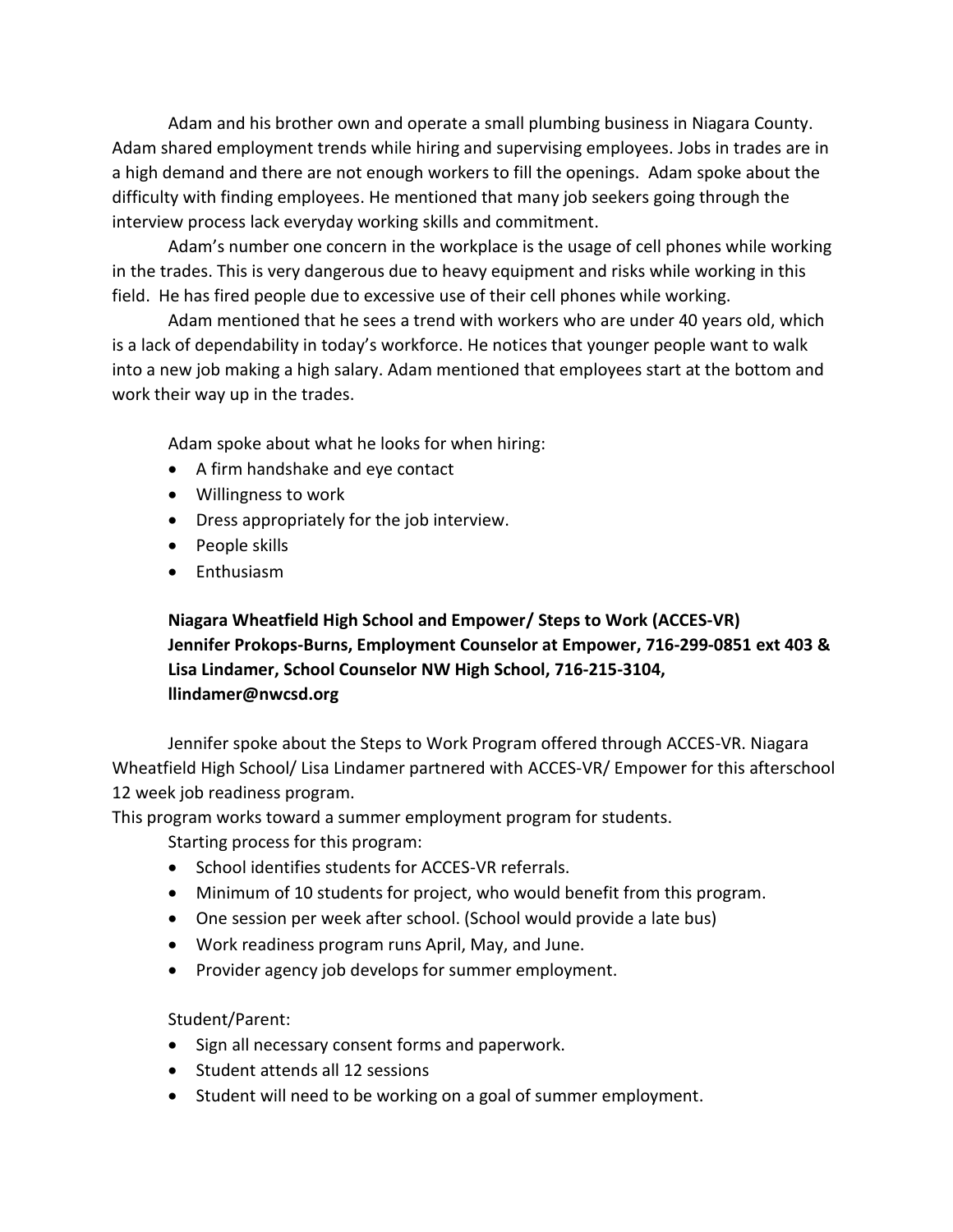Adam and his brother own and operate a small plumbing business in Niagara County. Adam shared employment trends while hiring and supervising employees. Jobs in trades are in a high demand and there are not enough workers to fill the openings. Adam spoke about the difficulty with finding employees. He mentioned that many job seekers going through the interview process lack everyday working skills and commitment.

Adam's number one concern in the workplace is the usage of cell phones while working in the trades. This is very dangerous due to heavy equipment and risks while working in this field. He has fired people due to excessive use of their cell phones while working.

Adam mentioned that he sees a trend with workers who are under 40 years old, which is a lack of dependability in today's workforce. He notices that younger people want to walk into a new job making a high salary. Adam mentioned that employees start at the bottom and work their way up in the trades.

Adam spoke about what he looks for when hiring:

- A firm handshake and eye contact
- Willingness to work
- Dress appropriately for the job interview.
- People skills
- Enthusiasm

**Niagara Wheatfield High School and Empower/ Steps to Work (ACCES-VR)**
**Jennifer Prokops-Burns, Employment Counselor at Empower, 716-299-0851 ext 403 & Lisa Lindamer, School Counselor NW High School, 716-215-3104, llindamer@nwcsd.org**

Jennifer spoke about the Steps to Work Program offered through ACCES-VR. Niagara Wheatfield High School/ Lisa Lindamer partnered with ACCES-VR/ Empower for this afterschool 12 week job readiness program.

This program works toward a summer employment program for students.

Starting process for this program:

- School identifies students for ACCES-VR referrals.
- Minimum of 10 students for project, who would benefit from this program.
- One session per week after school. (School would provide a late bus)
- Work readiness program runs April, May, and June.
- Provider agency job develops for summer employment.

Student/Parent:

- Sign all necessary consent forms and paperwork.
- Student attends all 12 sessions
- Student will need to be working on a goal of summer employment.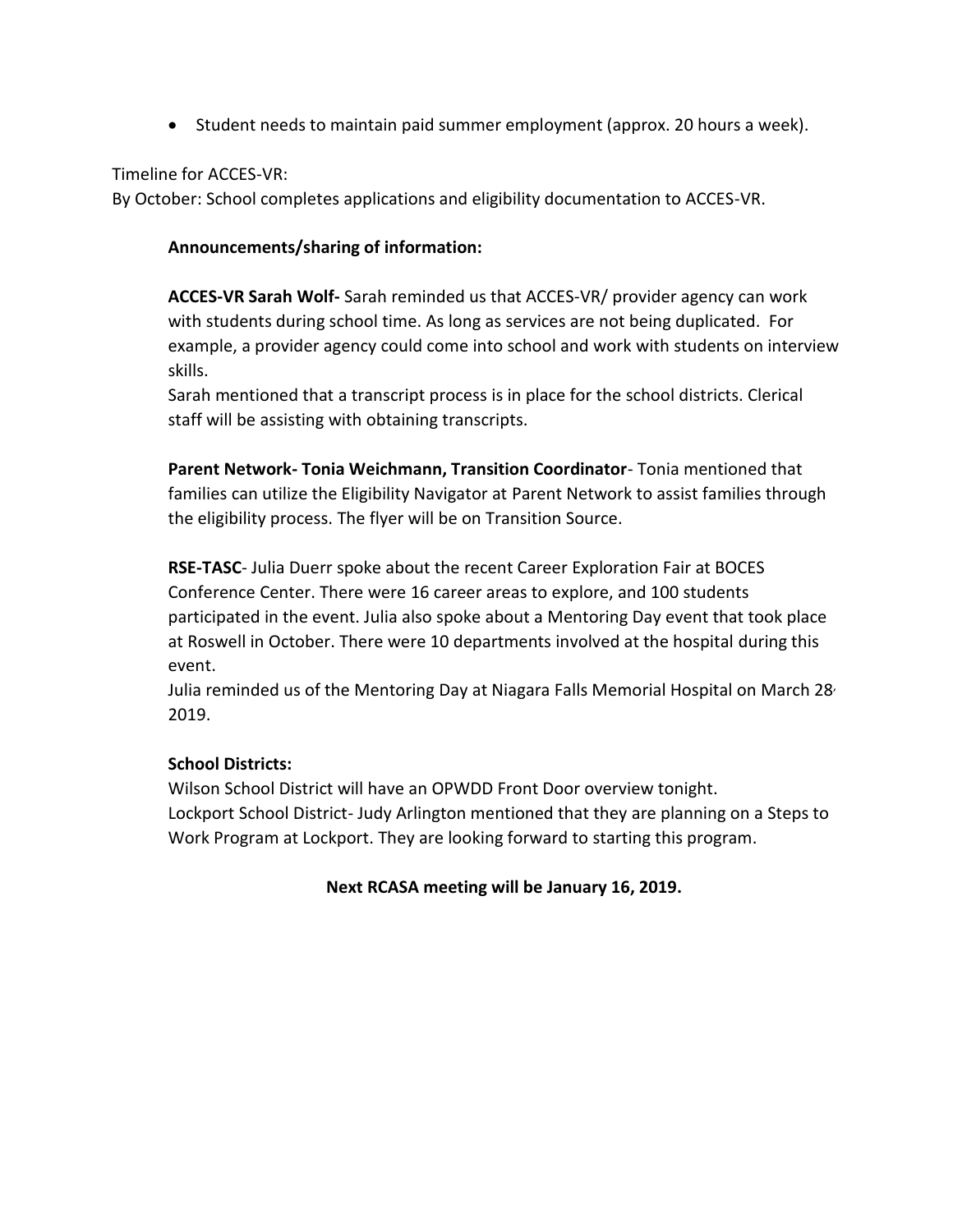- Student needs to maintain paid summer employment (approx. 20 hours a week).

Timeline for ACCES-VR:
By October: School completes applications and eligibility documentation to ACCES-VR.

**Announcements/sharing of information:**

**ACCES-VR Sarah Wolf-** Sarah reminded us that ACCES-VR/ provider agency can work with students during school time. As long as services are not being duplicated. For example, a provider agency could come into school and work with students on interview skills.
Sarah mentioned that a transcript process is in place for the school districts. Clerical staff will be assisting with obtaining transcripts.

**Parent Network- Tonia Weichmann, Transition Coordinator**- Tonia mentioned that families can utilize the Eligibility Navigator at Parent Network to assist families through the eligibility process. The flyer will be on Transition Source.

**RSE-TASC**- Julia Duerr spoke about the recent Career Exploration Fair at BOCES Conference Center. There were 16 career areas to explore, and 100 students participated in the event. Julia also spoke about a Mentoring Day event that took place at Roswell in October. There were 10 departments involved at the hospital during this event.
Julia reminded us of the Mentoring Day at Niagara Falls Memorial Hospital on March 28, 2019.

**School Districts:**
Wilson School District will have an OPWDD Front Door overview tonight.
Lockport School District- Judy Arlington mentioned that they are planning on a Steps to Work Program at Lockport. They are looking forward to starting this program.

**Next RCASA meeting will be January 16, 2019.**